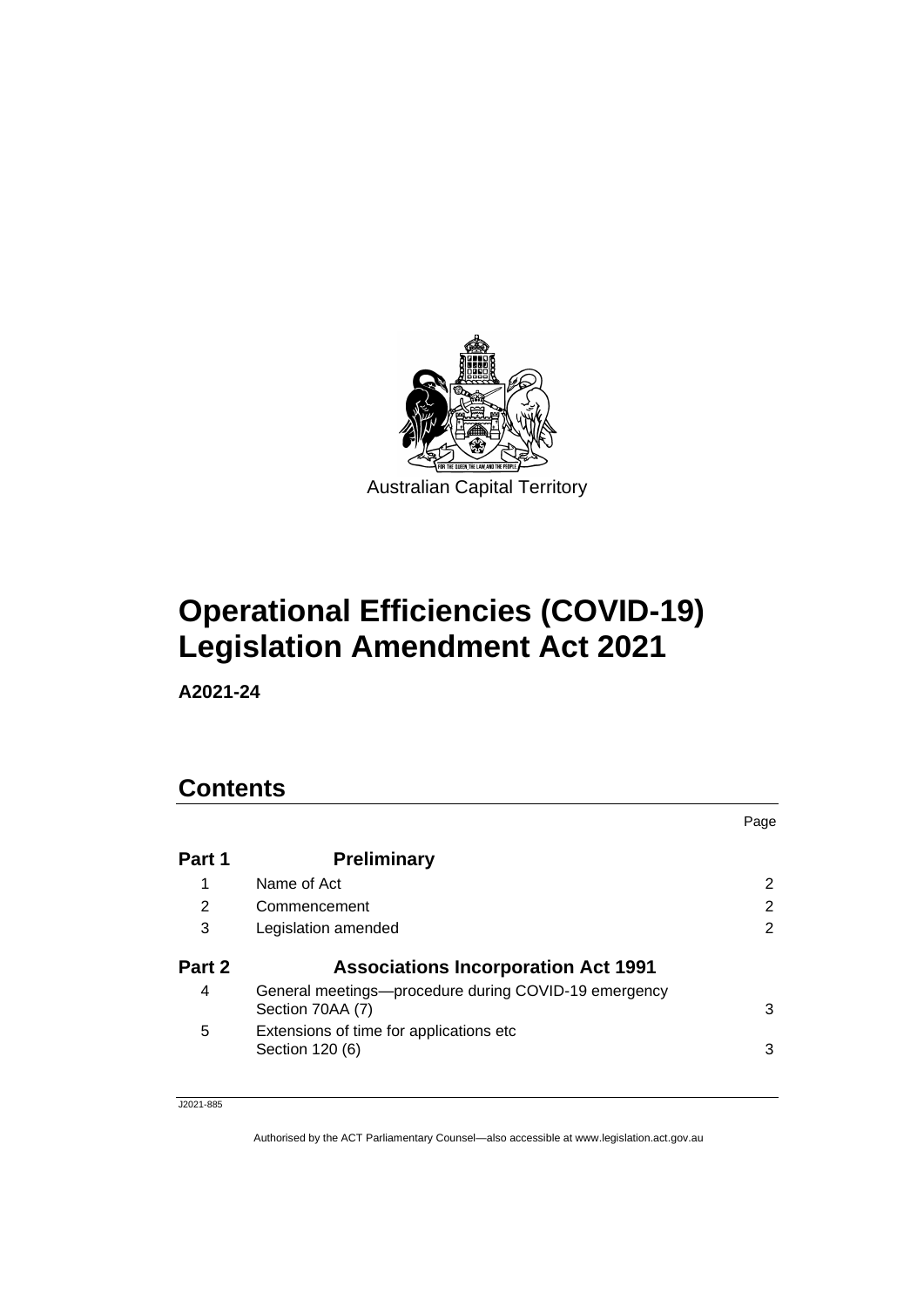Australian Capital Territory

# Operational Efficiencies (COVID-19) Legislation Amendment Act 2021

**A2021-24**

## Contents

| | | Page |
|---|---|---|
| **Part 1** | **Preliminary** | |
| 1 | Name of Act | 2 |
| 2 | Commencement | 2 |
| 3 | Legislation amended | 2 |
| **Part 2** | **Associations Incorporation Act 1991** | |
| 4 | General meetings—procedure during COVID-19 emergency Section 70AA (7) | 3 |
| 5 | Extensions of time for applications etc Section 120 (6) | 3 |

J2021-885

Authorised by the ACT Parliamentary Counsel—also accessible at www.legislation.act.gov.au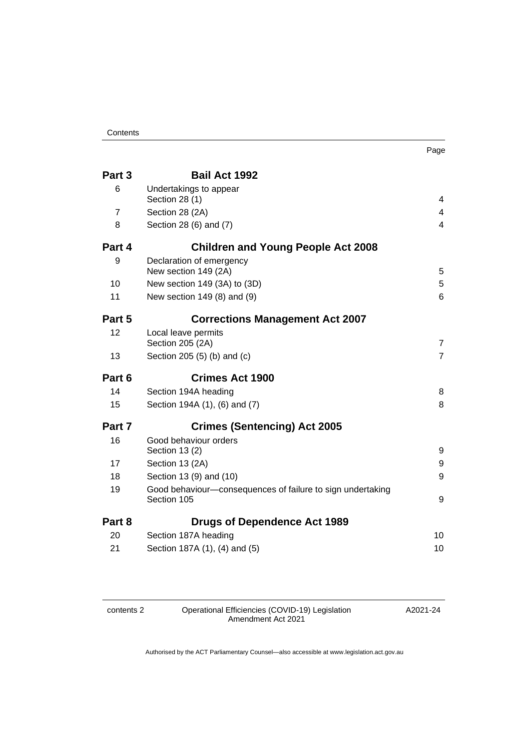| | | Page |
|---|---|---|
| **Part 3** | **Bail Act 1992** | |
| 6 | Undertakings to appear<br>Section 28 (1) | 4 |
| 7 | Section 28 (2A) | 4 |
| 8 | Section 28 (6) and (7) | 4 |
| **Part 4** | **Children and Young People Act 2008** | |
| 9 | Declaration of emergency<br>New section 149 (2A) | 5 |
| 10 | New section 149 (3A) to (3D) | 5 |
| 11 | New section 149 (8) and (9) | 6 |
| **Part 5** | **Corrections Management Act 2007** | |
| 12 | Local leave permits<br>Section 205 (2A) | 7 |
| 13 | Section 205 (5) (b) and (c) | 7 |
| **Part 6** | **Crimes Act 1900** | |
| 14 | Section 194A heading | 8 |
| 15 | Section 194A (1), (6) and (7) | 8 |
| **Part 7** | **Crimes (Sentencing) Act 2005** | |
| 16 | Good behaviour orders<br>Section 13 (2) | 9 |
| 17 | Section 13 (2A) | 9 |
| 18 | Section 13 (9) and (10) | 9 |
| 19 | Good behaviour—consequences of failure to sign undertaking<br>Section 105 | 9 |
| **Part 8** | **Drugs of Dependence Act 1989** | |
| 20 | Section 187A heading | 10 |
| 21 | Section 187A (1), (4) and (5) | 10 |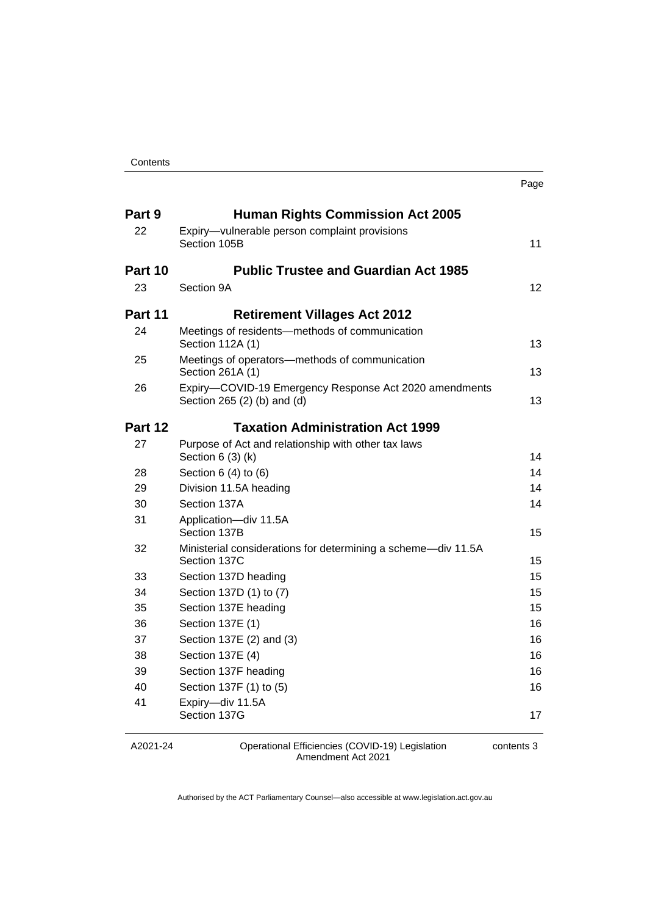| | | Page |
|---|---|---|
| **Part 9** | **Human Rights Commission Act 2005** | |
| 22 | Expiry—vulnerable person complaint provisions<br>Section 105B | 11 |
| **Part 10** | **Public Trustee and Guardian Act 1985** | |
| 23 | Section 9A | 12 |
| **Part 11** | **Retirement Villages Act 2012** | |
| 24 | Meetings of residents—methods of communication<br>Section 112A (1) | 13 |
| 25 | Meetings of operators—methods of communication<br>Section 261A (1) | 13 |
| 26 | Expiry—COVID-19 Emergency Response Act 2020 amendments<br>Section 265 (2) (b) and (d) | 13 |
| **Part 12** | **Taxation Administration Act 1999** | |
| 27 | Purpose of Act and relationship with other tax laws<br>Section 6 (3) (k) | 14 |
| 28 | Section 6 (4) to (6) | 14 |
| 29 | Division 11.5A heading | 14 |
| 30 | Section 137A | 14 |
| 31 | Application—div 11.5A<br>Section 137B | 15 |
| 32 | Ministerial considerations for determining a scheme—div 11.5A<br>Section 137C | 15 |
| 33 | Section 137D heading | 15 |
| 34 | Section 137D (1) to (7) | 15 |
| 35 | Section 137E heading | 15 |
| 36 | Section 137E (1) | 16 |
| 37 | Section 137E (2) and (3) | 16 |
| 38 | Section 137E (4) | 16 |
| 39 | Section 137F heading | 16 |
| 40 | Section 137F (1) to (5) | 16 |
| 41 | Expiry—div 11.5A<br>Section 137G | 17 |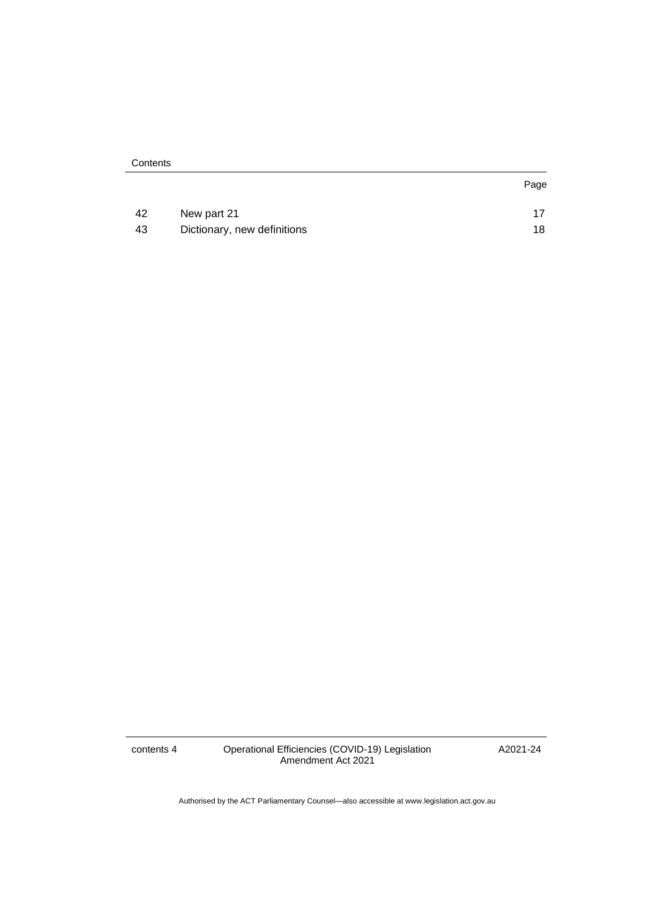| | | Page |
|---|---|---|
| 42 | New part 21 | 17 |
| 43 | Dictionary, new definitions | 18 |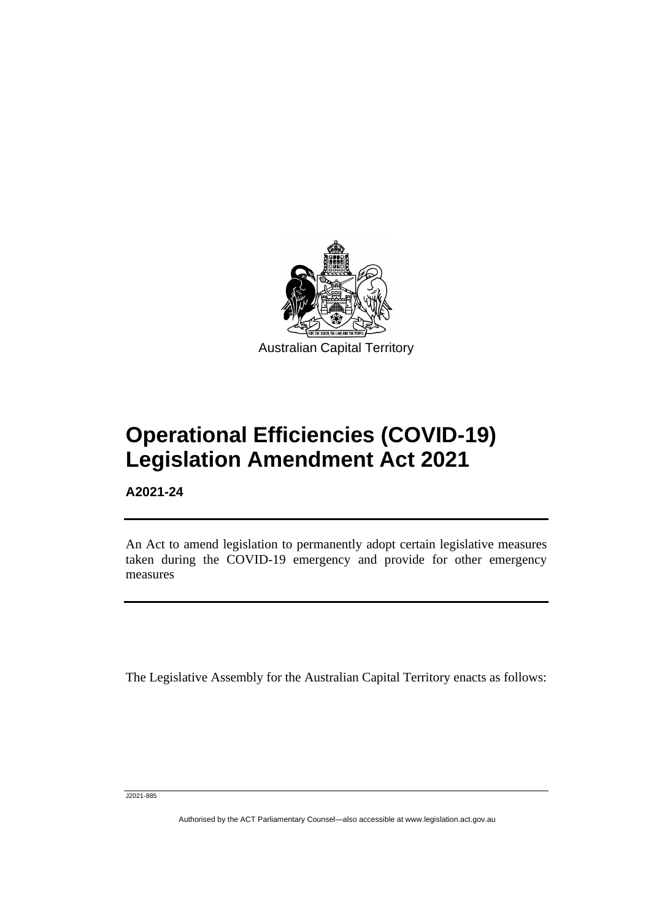Australian Capital Territory

# Operational Efficiencies (COVID-19) Legislation Amendment Act 2021

**A2021-24**

An Act to amend legislation to permanently adopt certain legislative measures taken during the COVID-19 emergency and provide for other emergency measures

The Legislative Assembly for the Australian Capital Territory enacts as follows: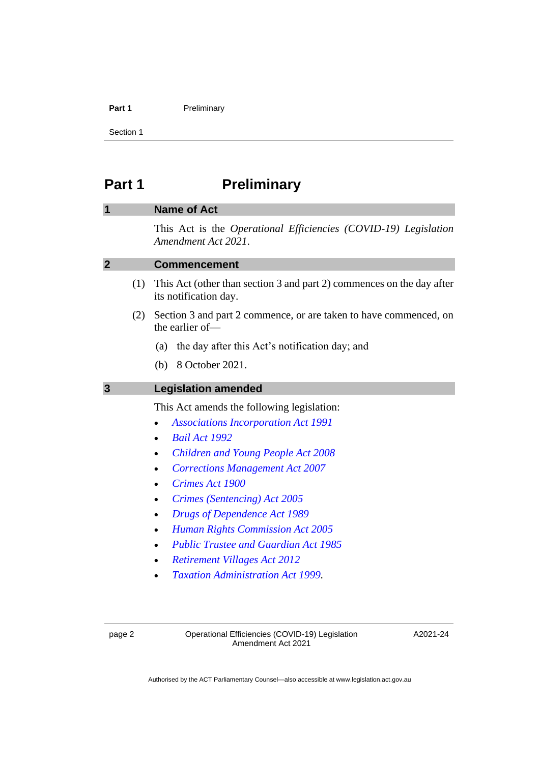# Part 1 Preliminary

## 1 Name of Act

This Act is the *Operational Efficiencies (COVID-19) Legislation Amendment Act 2021*.

## 2 Commencement

(1) This Act (other than section 3 and part 2) commences on the day after its notification day.

(2) Section 3 and part 2 commence, or are taken to have commenced, on the earlier of—

(a) the day after this Act's notification day; and

(b) 8 October 2021.

## 3 Legislation amended

This Act amends the following legislation:

- *Associations Incorporation Act 1991*
- *Bail Act 1992*
- *Children and Young People Act 2008*
- *Corrections Management Act 2007*
- *Crimes Act 1900*
- *Crimes (Sentencing) Act 2005*
- *Drugs of Dependence Act 1989*
- *Human Rights Commission Act 2005*
- *Public Trustee and Guardian Act 1985*
- *Retirement Villages Act 2012*
- *Taxation Administration Act 1999*.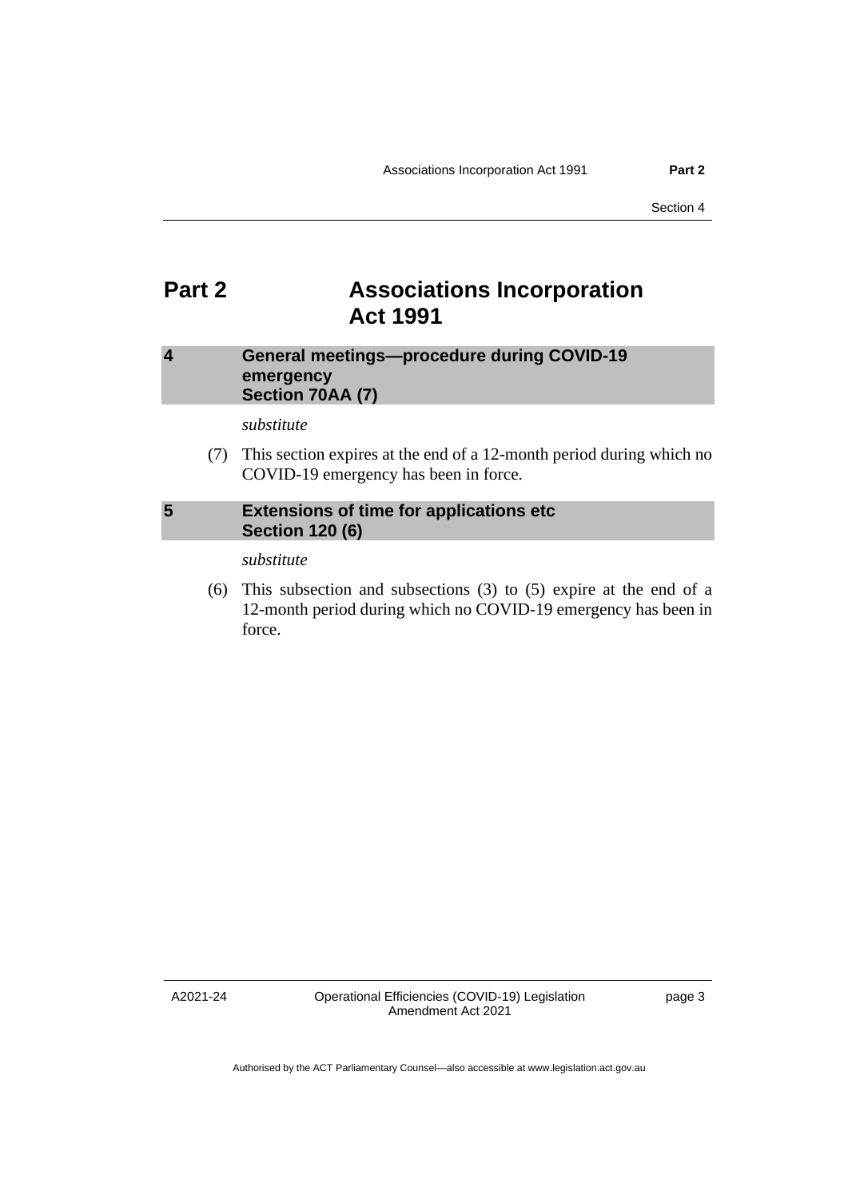# Part 2 Associations Incorporation Act 1991

### 4 General meetings—procedure during COVID-19 emergency Section 70AA (7)

*substitute*

(7) This section expires at the end of a 12-month period during which no COVID-19 emergency has been in force.

### 5 Extensions of time for applications etc Section 120 (6)

*substitute*

(6) This subsection and subsections (3) to (5) expire at the end of a 12-month period during which no COVID-19 emergency has been in force.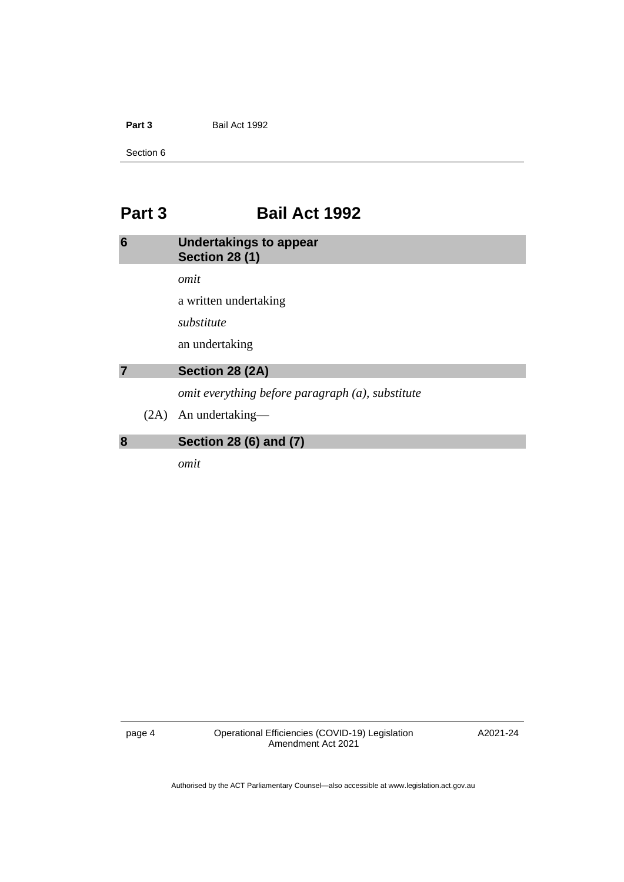# Part 3 Bail Act 1992

## 6 Undertakings to appear
## Section 28 (1)

*omit*

a written undertaking

*substitute*

an undertaking

## 7 Section 28 (2A)

*omit everything before paragraph (a), substitute*

(2A) An undertaking—

## 8 Section 28 (6) and (7)

*omit*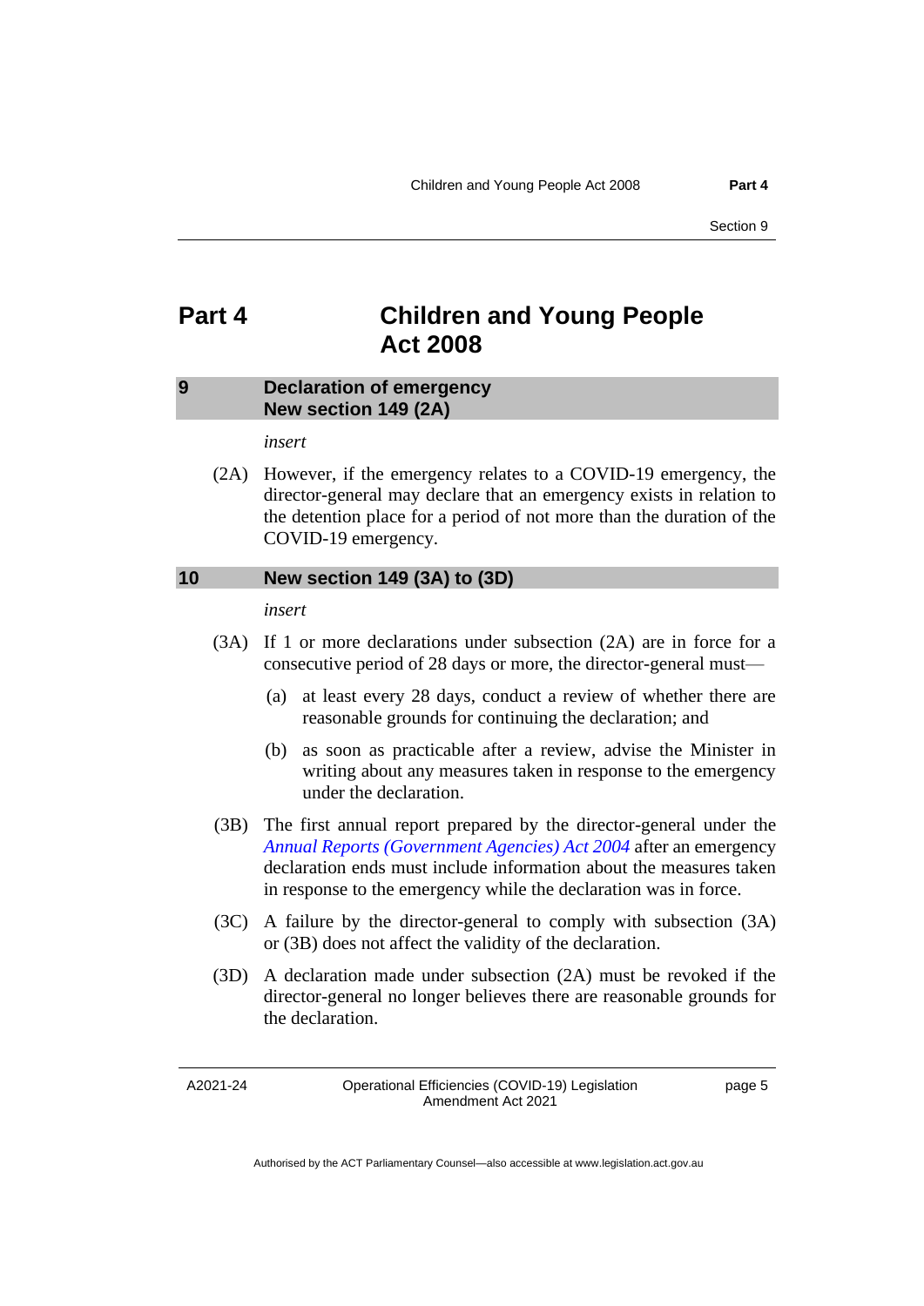# Part 4 Children and Young People Act 2008

## 9 Declaration of emergency New section 149 (2A)

*insert*

(2A) However, if the emergency relates to a COVID-19 emergency, the director-general may declare that an emergency exists in relation to the detention place for a period of not more than the duration of the COVID-19 emergency.

## 10 New section 149 (3A) to (3D)

*insert*

(3A) If 1 or more declarations under subsection (2A) are in force for a consecutive period of 28 days or more, the director-general must—

(a) at least every 28 days, conduct a review of whether there are reasonable grounds for continuing the declaration; and

(b) as soon as practicable after a review, advise the Minister in writing about any measures taken in response to the emergency under the declaration.

(3B) The first annual report prepared by the director-general under the *Annual Reports (Government Agencies) Act 2004* after an emergency declaration ends must include information about the measures taken in response to the emergency while the declaration was in force.

(3C) A failure by the director-general to comply with subsection (3A) or (3B) does not affect the validity of the declaration.

(3D) A declaration made under subsection (2A) must be revoked if the director-general no longer believes there are reasonable grounds for the declaration.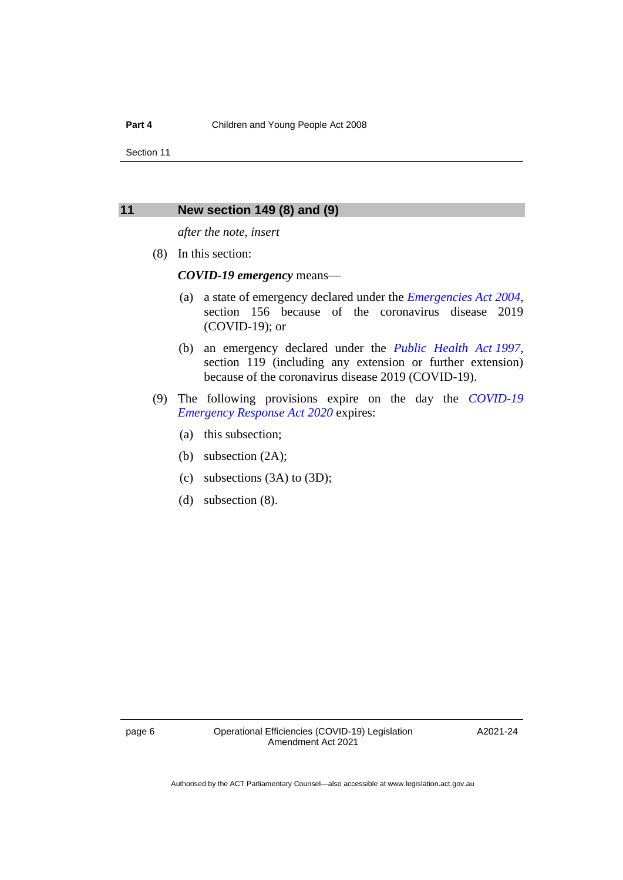## 11 New section 149 (8) and (9)

*after the note, insert*

(8) In this section:

***COVID-19 emergency*** means—

(a) a state of emergency declared under the *Emergencies Act 2004*, section 156 because of the coronavirus disease 2019 (COVID-19); or

(b) an emergency declared under the *Public Health Act 1997*, section 119 (including any extension or further extension) because of the coronavirus disease 2019 (COVID-19).

(9) The following provisions expire on the day the *COVID-19 Emergency Response Act 2020* expires:

(a) this subsection;

(b) subsection (2A);

(c) subsections (3A) to (3D);

(d) subsection (8).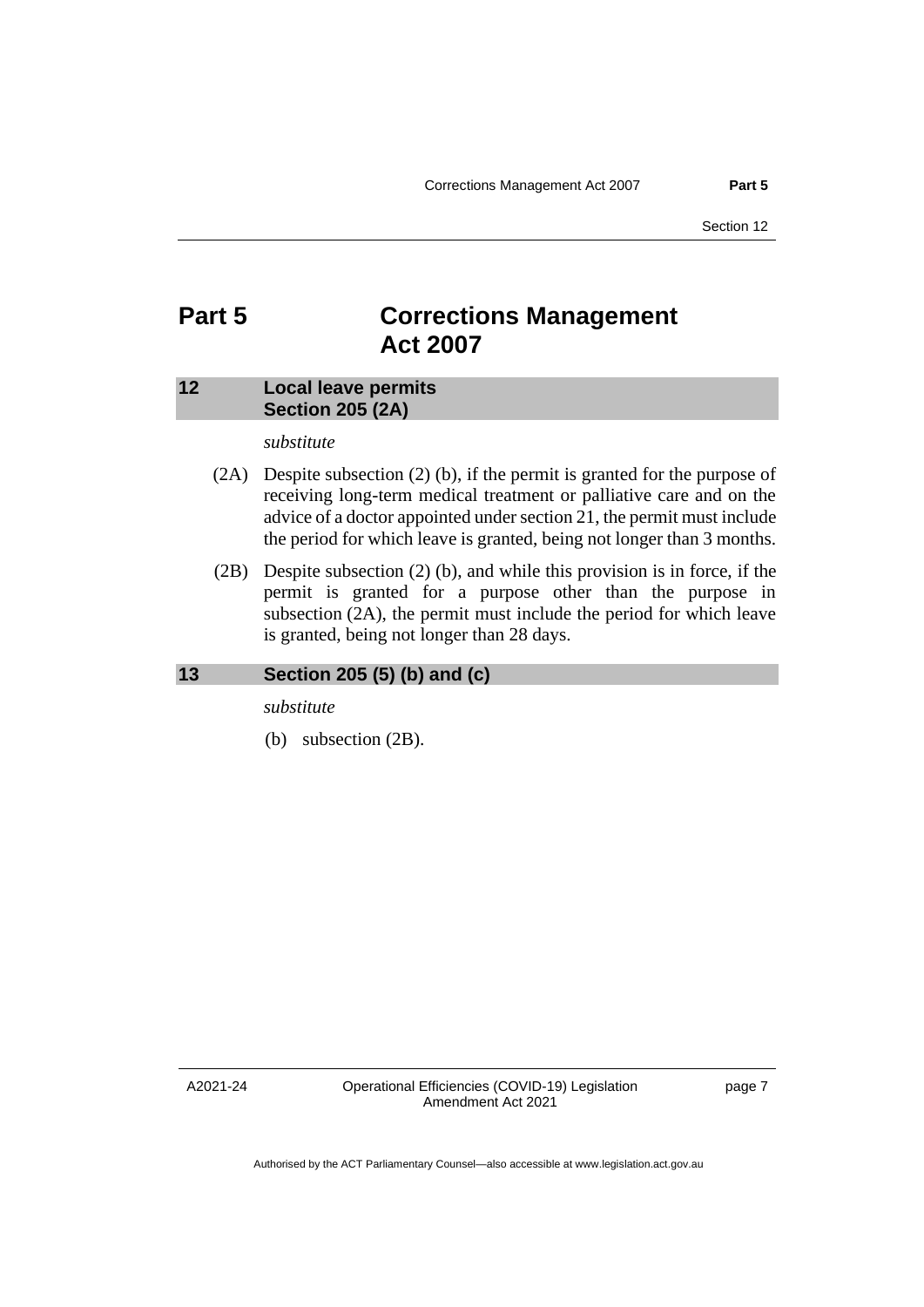# Part 5 Corrections Management Act 2007

## 12 Local leave permits Section 205 (2A)

*substitute*

(2A) Despite subsection (2) (b), if the permit is granted for the purpose of receiving long-term medical treatment or palliative care and on the advice of a doctor appointed under section 21, the permit must include the period for which leave is granted, being not longer than 3 months.

(2B) Despite subsection (2) (b), and while this provision is in force, if the permit is granted for a purpose other than the purpose in subsection (2A), the permit must include the period for which leave is granted, being not longer than 28 days.

## 13 Section 205 (5) (b) and (c)

*substitute*

(b) subsection (2B).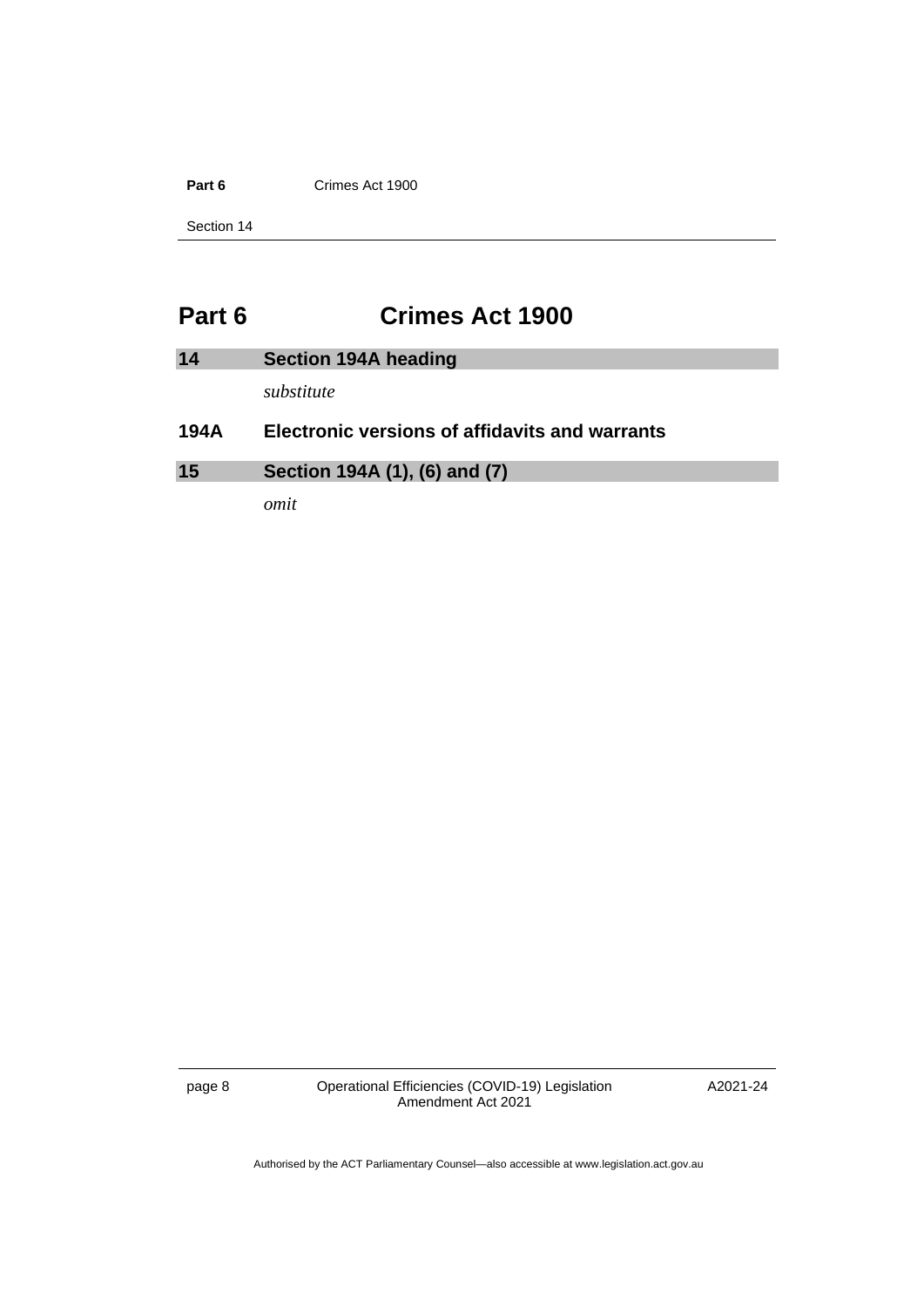# Part 6 Crimes Act 1900

## 14 Section 194A heading

*substitute*

### 194A Electronic versions of affidavits and warrants

## 15 Section 194A (1), (6) and (7)

*omit*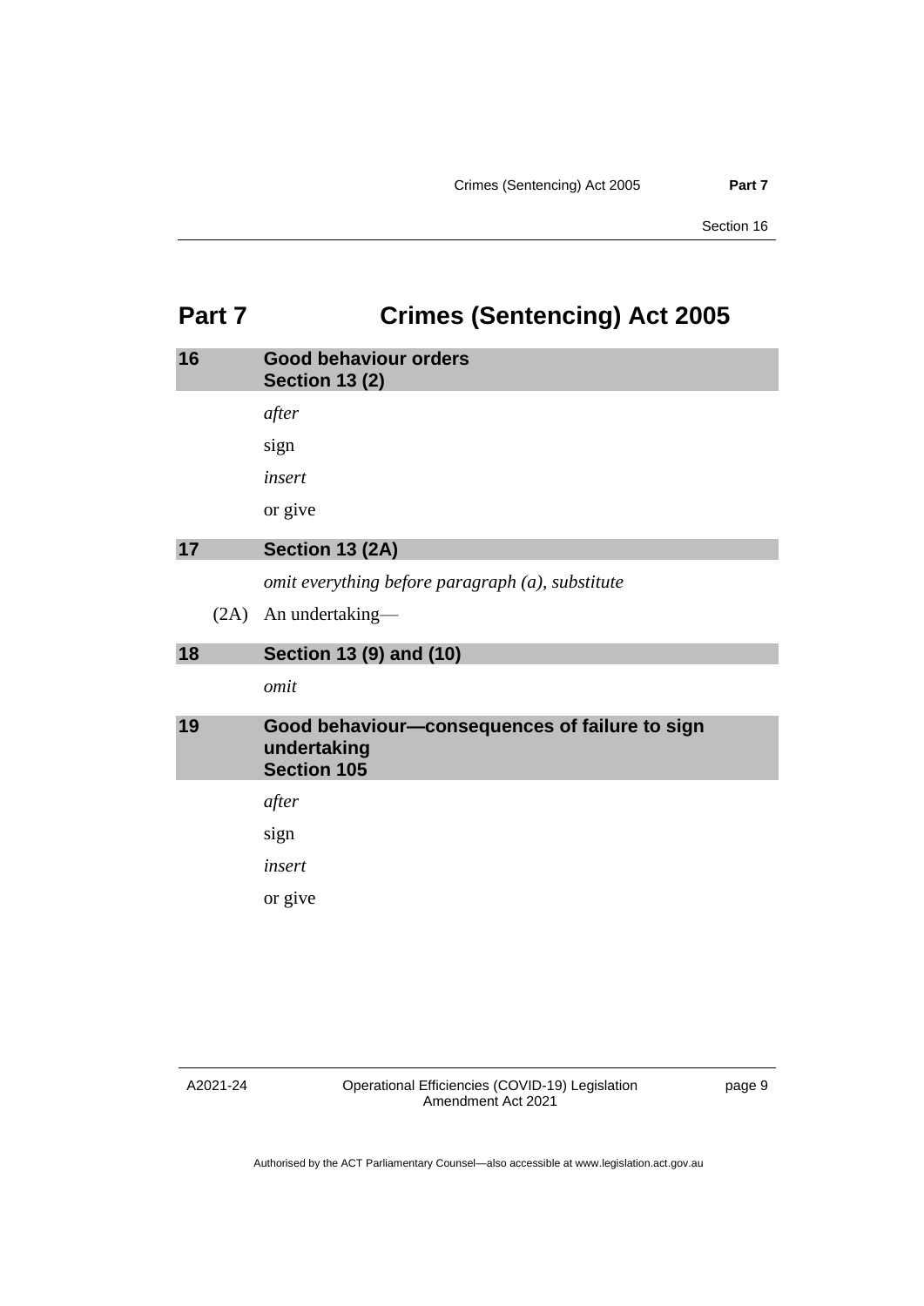# Part 7 Crimes (Sentencing) Act 2005

## 16 Good behaviour orders Section 13 (2)

*after*

sign

*insert*

or give

## 17 Section 13 (2A)

*omit everything before paragraph (a), substitute*

(2A) An undertaking—

## 18 Section 13 (9) and (10)

*omit*

## 19 Good behaviour—consequences of failure to sign undertaking Section 105

*after*

sign

*insert*

or give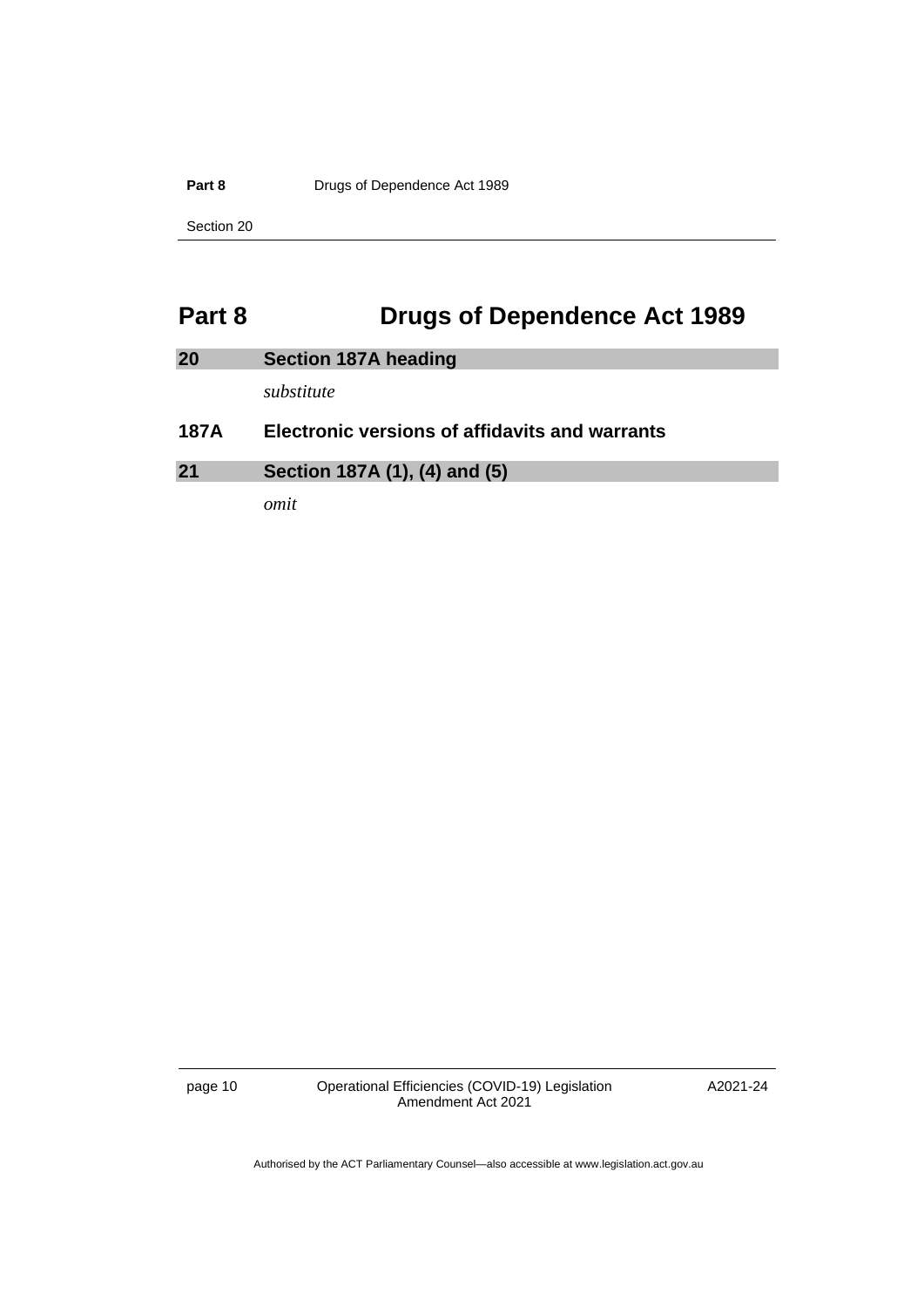# Part 8 Drugs of Dependence Act 1989

## 20 Section 187A heading

*substitute*

### 187A Electronic versions of affidavits and warrants

## 21 Section 187A (1), (4) and (5)

*omit*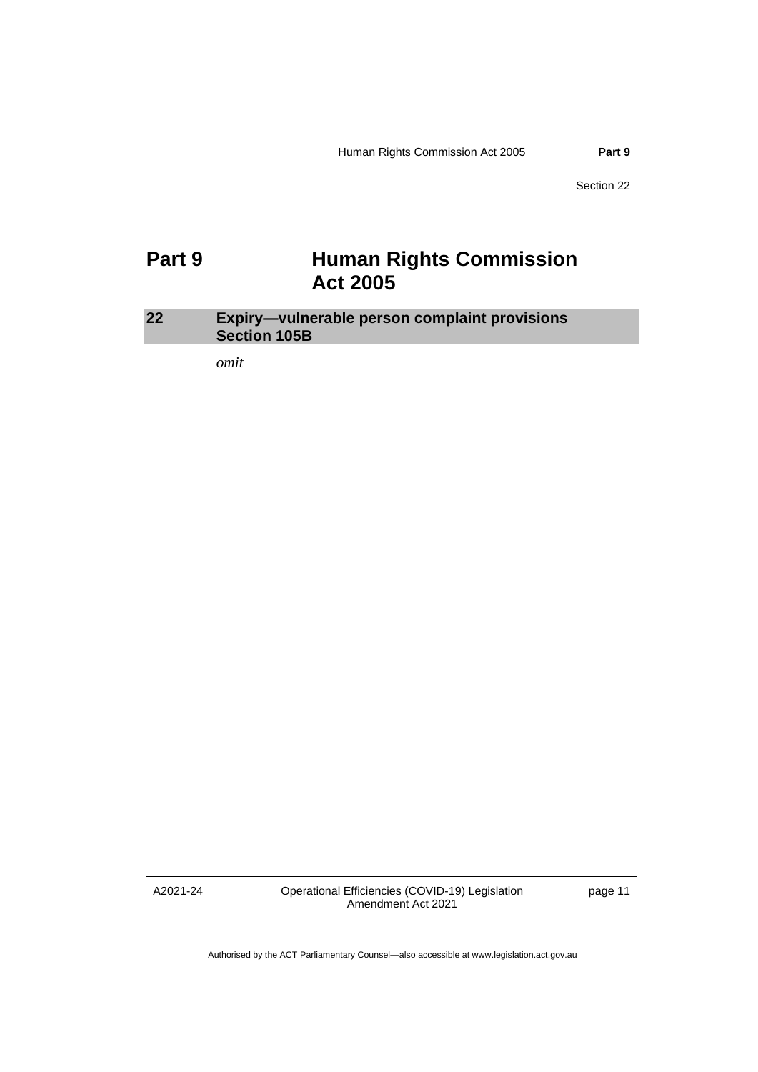# Part 9 Human Rights Commission Act 2005

## 22 Expiry—vulnerable person complaint provisions Section 105B

*omit*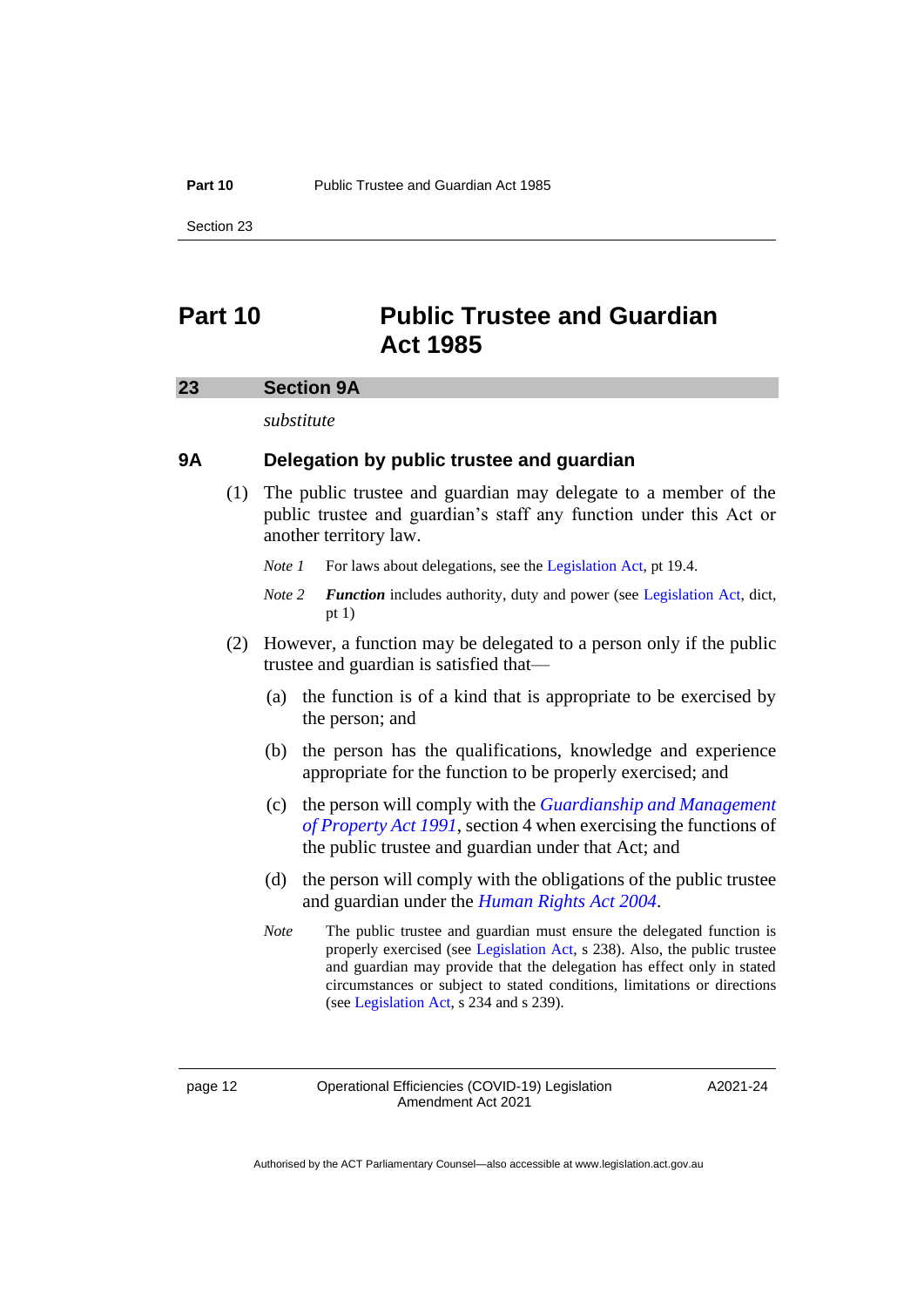# Part 10 Public Trustee and Guardian Act 1985

## 23 Section 9A

*substitute*

### 9A Delegation by public trustee and guardian

(1) The public trustee and guardian may delegate to a member of the public trustee and guardian's staff any function under this Act or another territory law.

*Note 1* For laws about delegations, see the Legislation Act, pt 19.4.

*Note 2* ***Function*** includes authority, duty and power (see Legislation Act, dict, pt 1)

(2) However, a function may be delegated to a person only if the public trustee and guardian is satisfied that—

(a) the function is of a kind that is appropriate to be exercised by the person; and

(b) the person has the qualifications, knowledge and experience appropriate for the function to be properly exercised; and

(c) the person will comply with the *Guardianship and Management of Property Act 1991*, section 4 when exercising the functions of the public trustee and guardian under that Act; and

(d) the person will comply with the obligations of the public trustee and guardian under the *Human Rights Act 2004*.

*Note* The public trustee and guardian must ensure the delegated function is properly exercised (see Legislation Act, s 238). Also, the public trustee and guardian may provide that the delegation has effect only in stated circumstances or subject to stated conditions, limitations or directions (see Legislation Act, s 234 and s 239).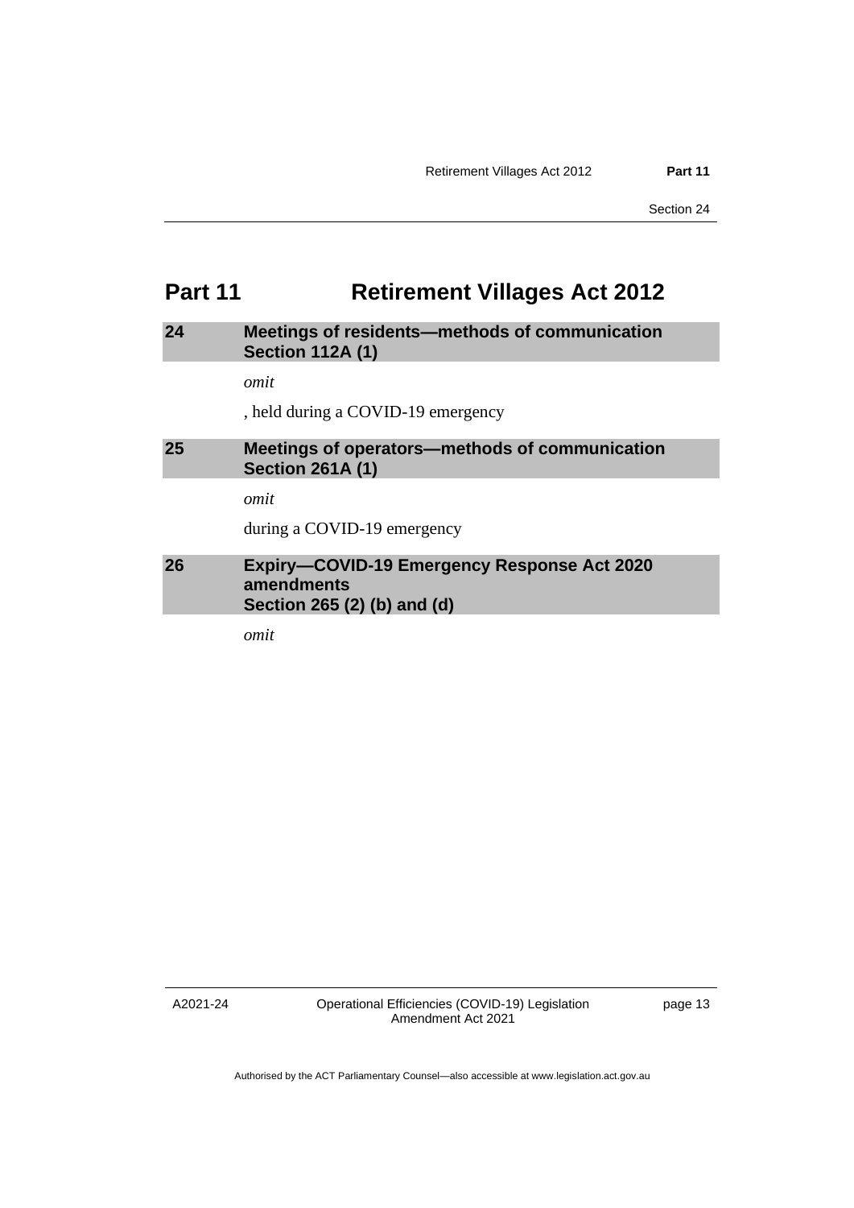# Part 11 Retirement Villages Act 2012

## 24 Meetings of residents—methods of communication Section 112A (1)

*omit*

, held during a COVID-19 emergency

## 25 Meetings of operators—methods of communication Section 261A (1)

*omit*

during a COVID-19 emergency

## 26 Expiry—COVID-19 Emergency Response Act 2020 amendments Section 265 (2) (b) and (d)

*omit*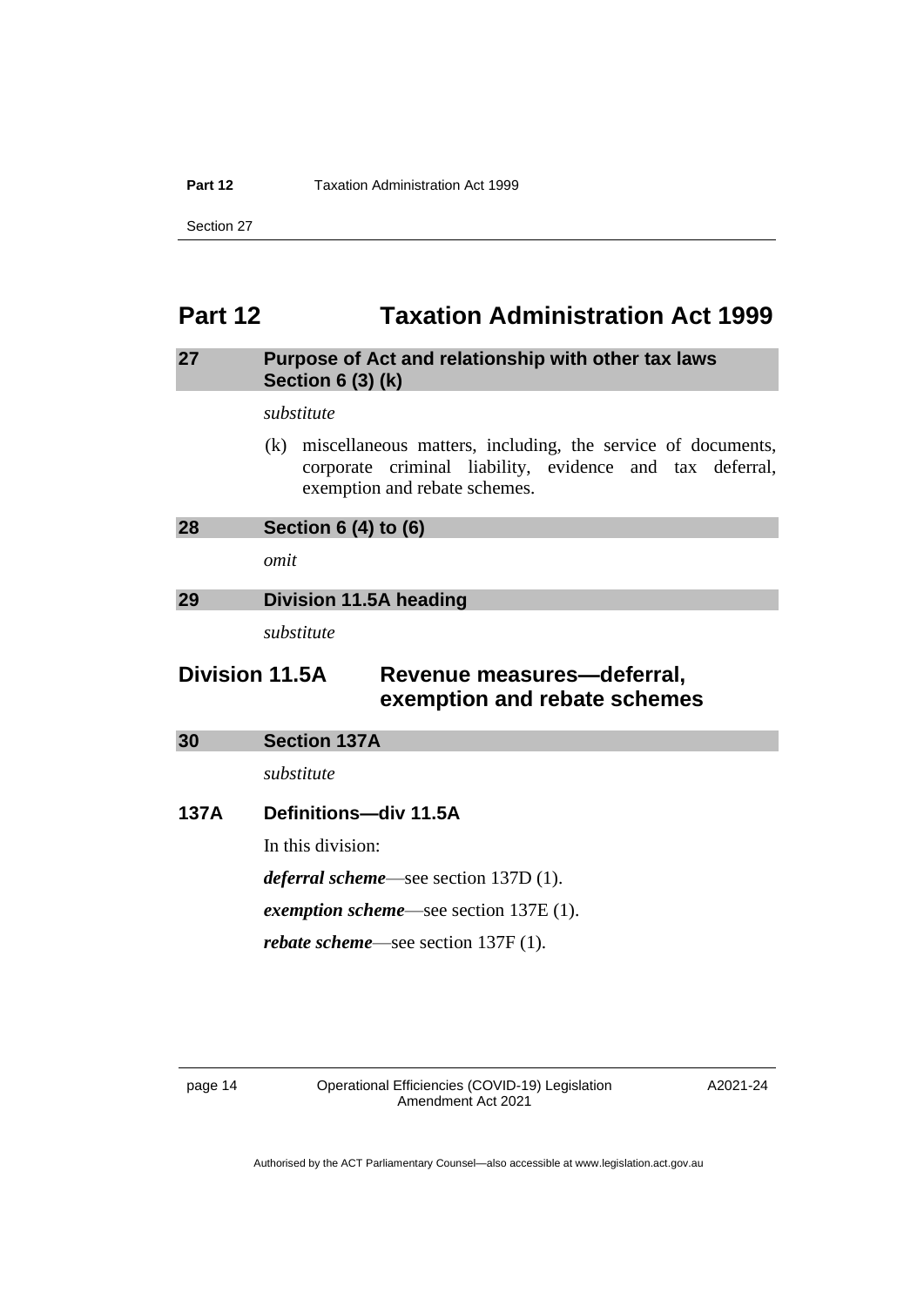# Part 12 Taxation Administration Act 1999

## 27 Purpose of Act and relationship with other tax laws Section 6 (3) (k)

*substitute*

(k) miscellaneous matters, including, the service of documents, corporate criminal liability, evidence and tax deferral, exemption and rebate schemes.

## 28 Section 6 (4) to (6)

*omit*

## 29 Division 11.5A heading

*substitute*

## Division 11.5A Revenue measures—deferral, exemption and rebate schemes

## 30 Section 137A

*substitute*

### 137A Definitions—div 11.5A

In this division:

***deferral scheme***—see section 137D (1).

***exemption scheme***—see section 137E (1).

***rebate scheme***—see section 137F (1).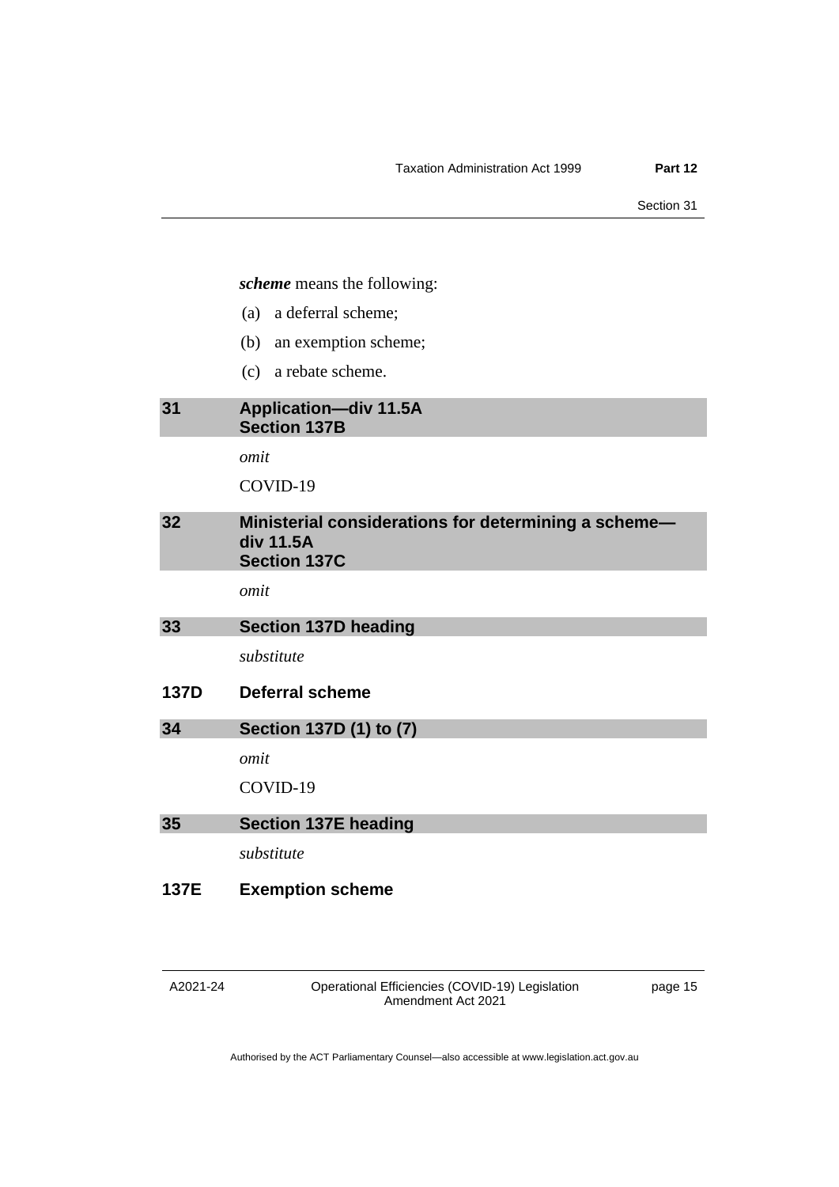***scheme*** means the following:

(a) a deferral scheme;

(b) an exemption scheme;

(c) a rebate scheme.

## 31 Application—div 11.5A Section 137B

*omit*

COVID-19

## 32 Ministerial considerations for determining a scheme—div 11.5A Section 137C

*omit*

## 33 Section 137D heading

*substitute*

**137D Deferral scheme**

## 34 Section 137D (1) to (7)

*omit*

COVID-19

## 35 Section 137E heading

*substitute*

**137E Exemption scheme**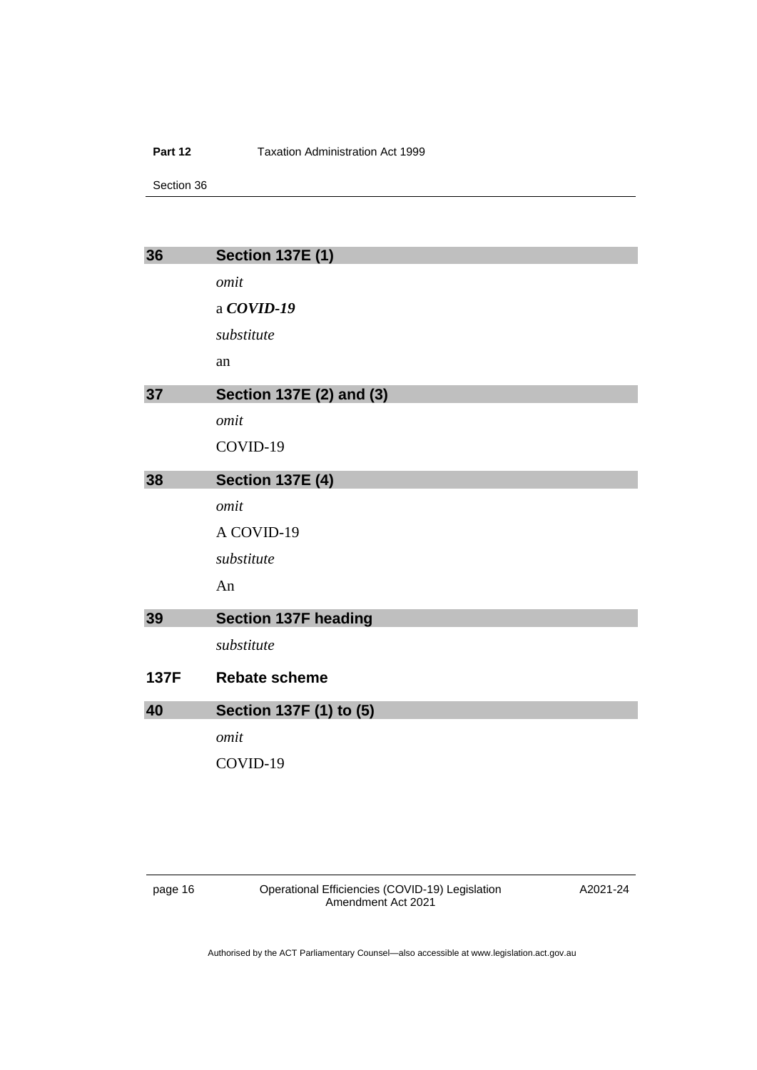### 36 Section 137E (1)

*omit*

a ***COVID-19***

*substitute*

an

### 37 Section 137E (2) and (3)

*omit*

COVID-19

### 38 Section 137E (4)

*omit*

A COVID-19

*substitute*

An

### 39 Section 137F heading

*substitute*

**137F Rebate scheme**

### 40 Section 137F (1) to (5)

*omit*

COVID-19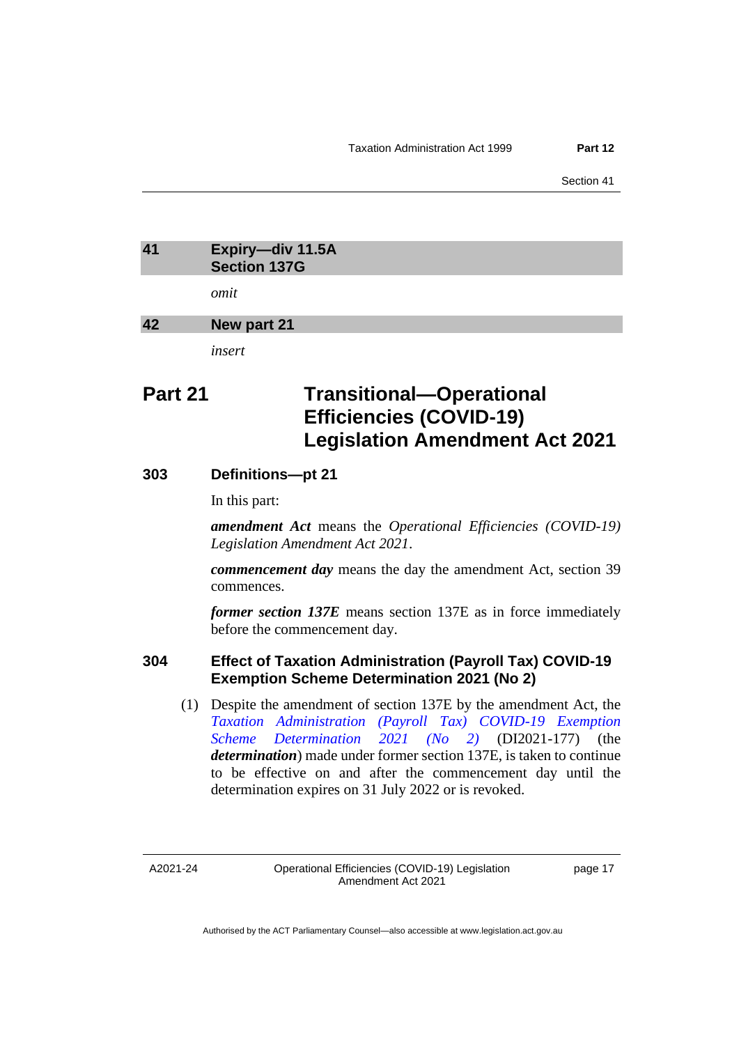## 41 Expiry—div 11.5A Section 137G

*omit*

## 42 New part 21

*insert*

# Part 21 Transitional—Operational Efficiencies (COVID-19) Legislation Amendment Act 2021

### 303 Definitions—pt 21

In this part:

***amendment Act*** means the *Operational Efficiencies (COVID-19) Legislation Amendment Act 2021*.

***commencement day*** means the day the amendment Act, section 39 commences.

***former section 137E*** means section 137E as in force immediately before the commencement day.

### 304 Effect of Taxation Administration (Payroll Tax) COVID-19 Exemption Scheme Determination 2021 (No 2)

(1) Despite the amendment of section 137E by the amendment Act, the *Taxation Administration (Payroll Tax) COVID-19 Exemption Scheme Determination 2021 (No 2)* (DI2021-177) (the ***determination***) made under former section 137E, is taken to continue to be effective on and after the commencement day until the determination expires on 31 July 2022 or is revoked.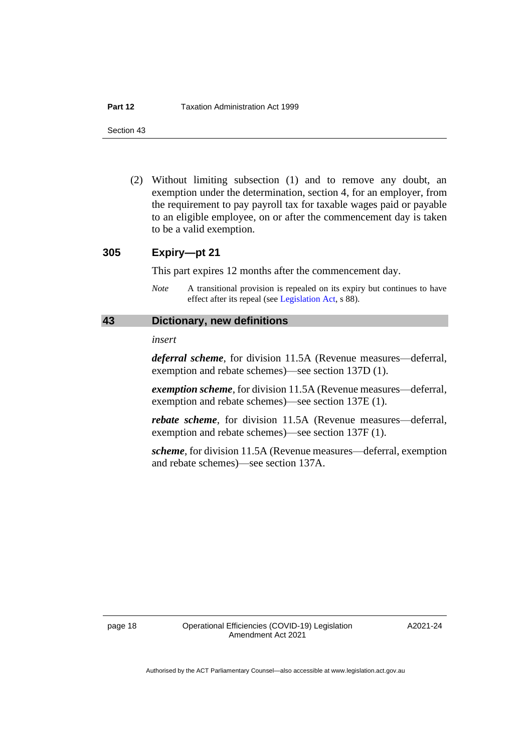(2) Without limiting subsection (1) and to remove any doubt, an exemption under the determination, section 4, for an employer, from the requirement to pay payroll tax for taxable wages paid or payable to an eligible employee, on or after the commencement day is taken to be a valid exemption.

### 305 Expiry—pt 21

This part expires 12 months after the commencement day.

*Note* A transitional provision is repealed on its expiry but continues to have effect after its repeal (see Legislation Act, s 88).

## 43 Dictionary, new definitions

*insert*

***deferral scheme***, for division 11.5A (Revenue measures—deferral, exemption and rebate schemes)—see section 137D (1).

***exemption scheme***, for division 11.5A (Revenue measures—deferral, exemption and rebate schemes)—see section 137E (1).

***rebate scheme***, for division 11.5A (Revenue measures—deferral, exemption and rebate schemes)—see section 137F (1).

***scheme***, for division 11.5A (Revenue measures—deferral, exemption and rebate schemes)—see section 137A.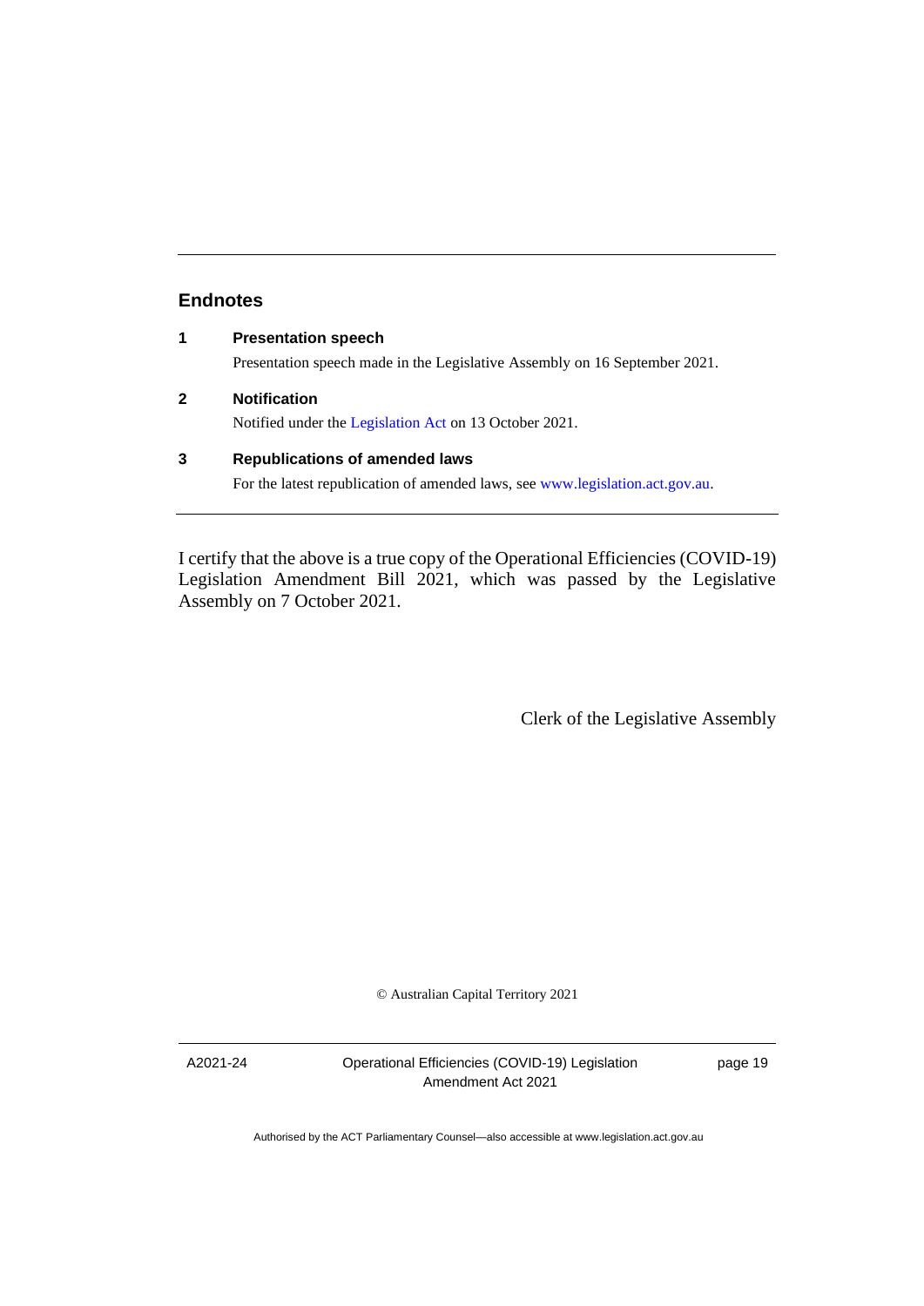## Endnotes

### 1 Presentation speech

Presentation speech made in the Legislative Assembly on 16 September 2021.

### 2 Notification

Notified under the Legislation Act on 13 October 2021.

### 3 Republications of amended laws

For the latest republication of amended laws, see www.legislation.act.gov.au.

---

I certify that the above is a true copy of the Operational Efficiencies (COVID-19) Legislation Amendment Bill 2021, which was passed by the Legislative Assembly on 7 October 2021.

Clerk of the Legislative Assembly

© Australian Capital Territory 2021